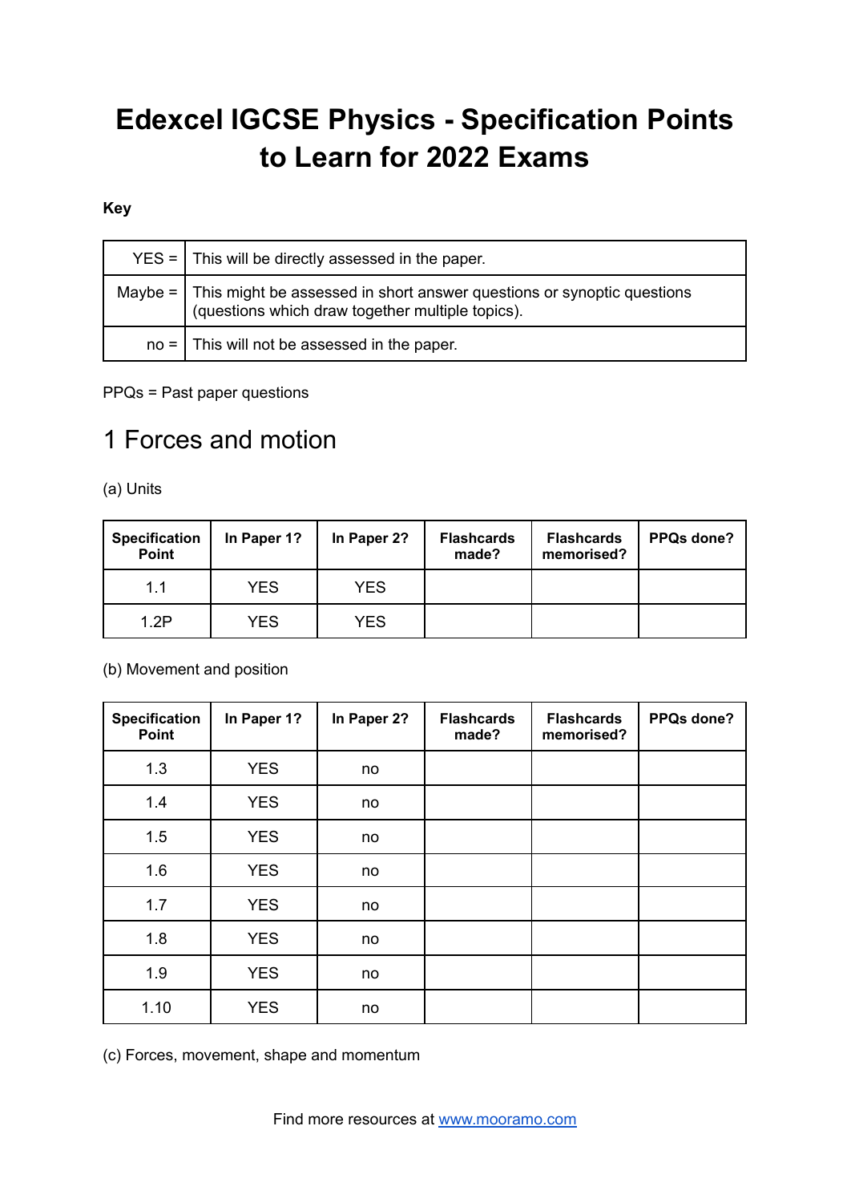# Edexcel IGCSE Physics - Specification Points to Learn for 2022 Exams

**Key**

| | |
|---|---|
| YES = | This will be directly assessed in the paper. |
| Maybe = | This might be assessed in short answer questions or synoptic questions (questions which draw together multiple topics). |
| no = | This will not be assessed in the paper. |

PPQs = Past paper questions

## 1 Forces and motion

(a) Units

| Specification Point | In Paper 1? | In Paper 2? | Flashcards made? | Flashcards memorised? | PPQs done? |
|---|---|---|---|---|---|
| 1.1 | YES | YES | | | |
| 1.2P | YES | YES | | | |

(b) Movement and position

| Specification Point | In Paper 1? | In Paper 2? | Flashcards made? | Flashcards memorised? | PPQs done? |
|---|---|---|---|---|---|
| 1.3 | YES | no | | | |
| 1.4 | YES | no | | | |
| 1.5 | YES | no | | | |
| 1.6 | YES | no | | | |
| 1.7 | YES | no | | | |
| 1.8 | YES | no | | | |
| 1.9 | YES | no | | | |
| 1.10 | YES | no | | | |

(c) Forces, movement, shape and momentum

Find more resources at [www.mooramo.com](http://www.mooramo.com)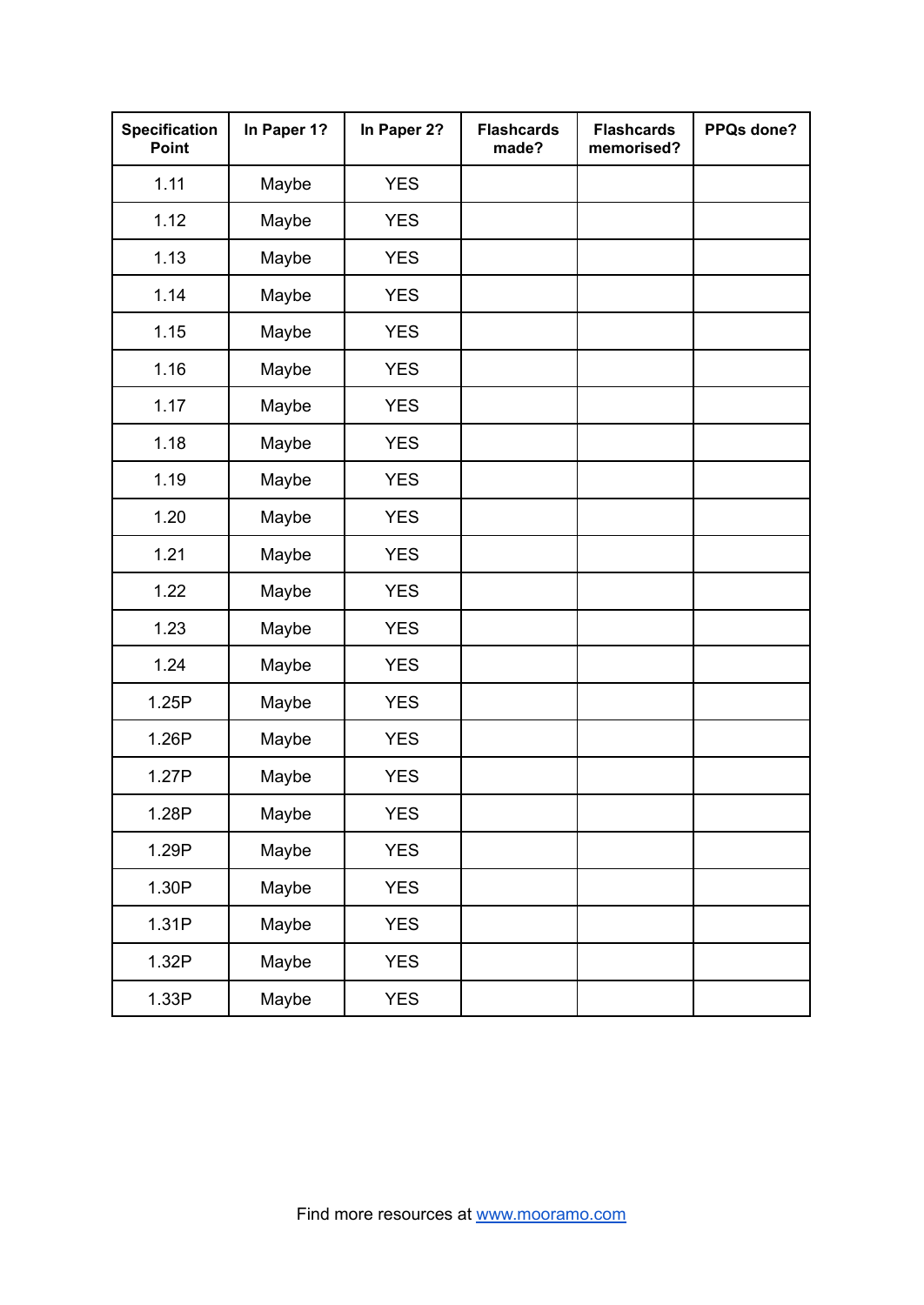| Specification Point | In Paper 1? | In Paper 2? | Flashcards made? | Flashcards memorised? | PPQs done? |
|---|---|---|---|---|---|
| 1.11 | Maybe | YES | | | |
| 1.12 | Maybe | YES | | | |
| 1.13 | Maybe | YES | | | |
| 1.14 | Maybe | YES | | | |
| 1.15 | Maybe | YES | | | |
| 1.16 | Maybe | YES | | | |
| 1.17 | Maybe | YES | | | |
| 1.18 | Maybe | YES | | | |
| 1.19 | Maybe | YES | | | |
| 1.20 | Maybe | YES | | | |
| 1.21 | Maybe | YES | | | |
| 1.22 | Maybe | YES | | | |
| 1.23 | Maybe | YES | | | |
| 1.24 | Maybe | YES | | | |
| 1.25P | Maybe | YES | | | |
| 1.26P | Maybe | YES | | | |
| 1.27P | Maybe | YES | | | |
| 1.28P | Maybe | YES | | | |
| 1.29P | Maybe | YES | | | |
| 1.30P | Maybe | YES | | | |
| 1.31P | Maybe | YES | | | |
| 1.32P | Maybe | YES | | | |
| 1.33P | Maybe | YES | | | |

Find more resources at [www.mooramo.com](http://www.mooramo.com)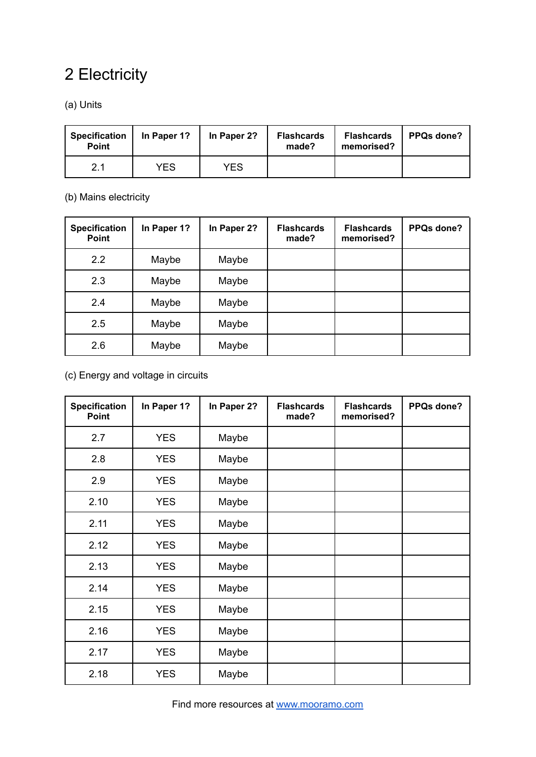# 2 Electricity

(a) Units

| Specification Point | In Paper 1? | In Paper 2? | Flashcards made? | Flashcards memorised? | PPQs done? |
|---|---|---|---|---|---|
| 2.1 | YES | YES | | | |

(b) Mains electricity

| Specification Point | In Paper 1? | In Paper 2? | Flashcards made? | Flashcards memorised? | PPQs done? |
|---|---|---|---|---|---|
| 2.2 | Maybe | Maybe | | | |
| 2.3 | Maybe | Maybe | | | |
| 2.4 | Maybe | Maybe | | | |
| 2.5 | Maybe | Maybe | | | |
| 2.6 | Maybe | Maybe | | | |

(c) Energy and voltage in circuits

| Specification Point | In Paper 1? | In Paper 2? | Flashcards made? | Flashcards memorised? | PPQs done? |
|---|---|---|---|---|---|
| 2.7 | YES | Maybe | | | |
| 2.8 | YES | Maybe | | | |
| 2.9 | YES | Maybe | | | |
| 2.10 | YES | Maybe | | | |
| 2.11 | YES | Maybe | | | |
| 2.12 | YES | Maybe | | | |
| 2.13 | YES | Maybe | | | |
| 2.14 | YES | Maybe | | | |
| 2.15 | YES | Maybe | | | |
| 2.16 | YES | Maybe | | | |
| 2.17 | YES | Maybe | | | |
| 2.18 | YES | Maybe | | | |

Find more resources at [www.mooramo.com](http://www.mooramo.com)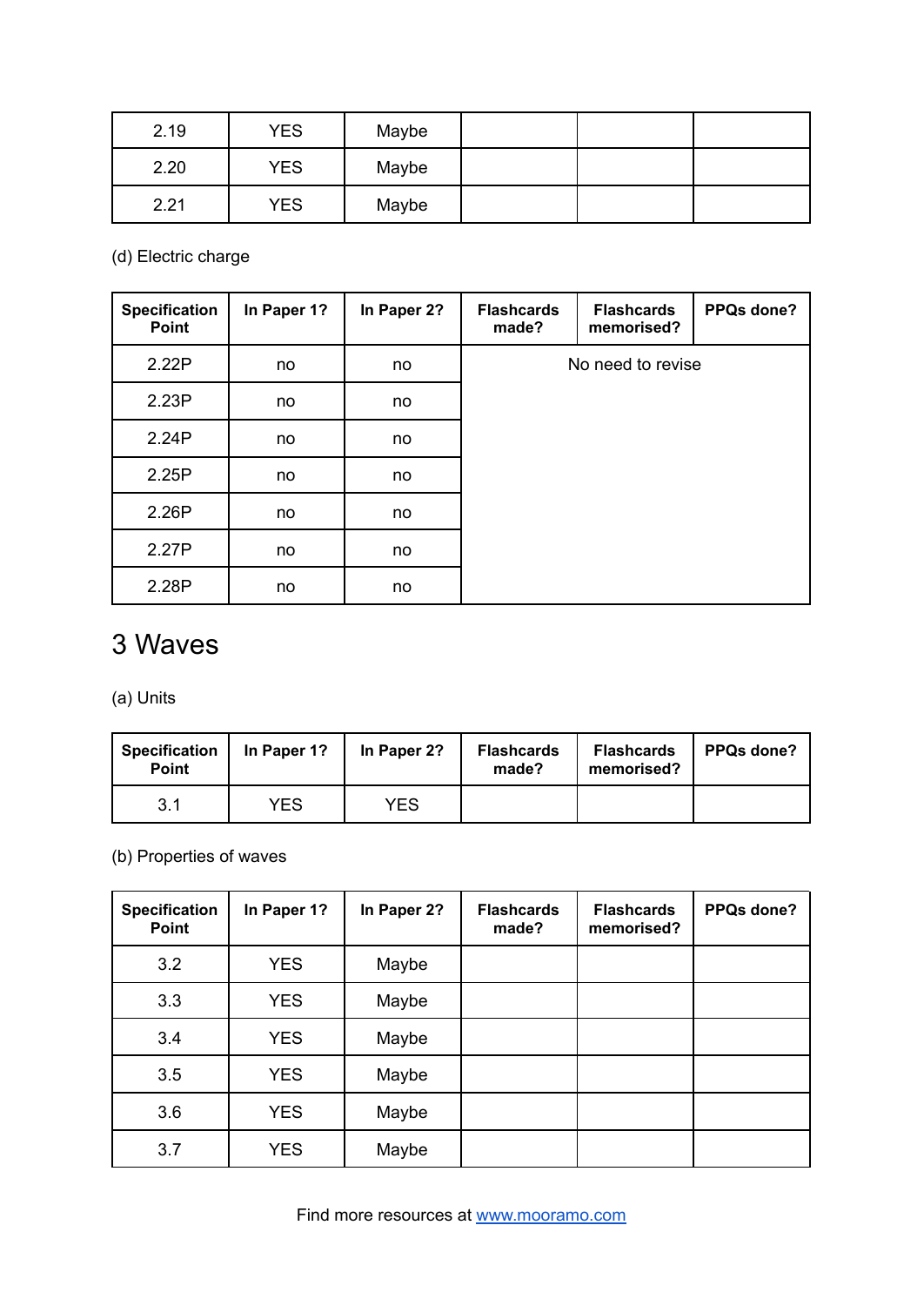| 2.19 | YES | Maybe | | | |
|---|---|---|---|---|---|
| 2.20 | YES | Maybe | | | |
| 2.21 | YES | Maybe | | | |

(d) Electric charge

| Specification Point | In Paper 1? | In Paper 2? | Flashcards made? | Flashcards memorised? | PPQs done? |
|---|---|---|---|---|---|
| 2.22P | no | no | No need to revise | | |
| 2.23P | no | no | | | |
| 2.24P | no | no | | | |
| 2.25P | no | no | | | |
| 2.26P | no | no | | | |
| 2.27P | no | no | | | |
| 2.28P | no | no | | | |

# 3 Waves

(a) Units

| Specification Point | In Paper 1? | In Paper 2? | Flashcards made? | Flashcards memorised? | PPQs done? |
|---|---|---|---|---|---|
| 3.1 | YES | YES | | | |

(b) Properties of waves

| Specification Point | In Paper 1? | In Paper 2? | Flashcards made? | Flashcards memorised? | PPQs done? |
|---|---|---|---|---|---|
| 3.2 | YES | Maybe | | | |
| 3.3 | YES | Maybe | | | |
| 3.4 | YES | Maybe | | | |
| 3.5 | YES | Maybe | | | |
| 3.6 | YES | Maybe | | | |
| 3.7 | YES | Maybe | | | |

Find more resources at [www.mooramo.com](http://www.mooramo.com)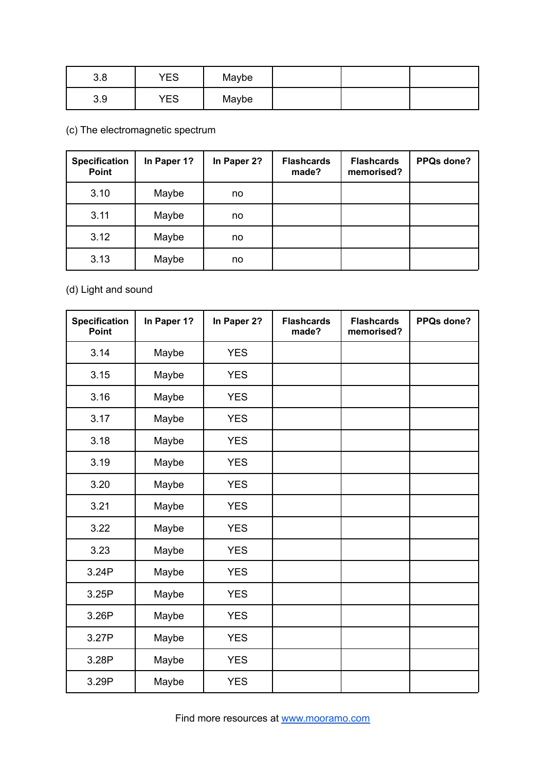| | | | | | |
|---|---|---|---|---|---|
| 3.8 | YES | Maybe | | | |
| 3.9 | YES | Maybe | | | |

(c) The electromagnetic spectrum

| Specification Point | In Paper 1? | In Paper 2? | Flashcards made? | Flashcards memorised? | PPQs done? |
|---|---|---|---|---|---|
| 3.10 | Maybe | no | | | |
| 3.11 | Maybe | no | | | |
| 3.12 | Maybe | no | | | |
| 3.13 | Maybe | no | | | |

(d) Light and sound

| Specification Point | In Paper 1? | In Paper 2? | Flashcards made? | Flashcards memorised? | PPQs done? |
|---|---|---|---|---|---|
| 3.14 | Maybe | YES | | | |
| 3.15 | Maybe | YES | | | |
| 3.16 | Maybe | YES | | | |
| 3.17 | Maybe | YES | | | |
| 3.18 | Maybe | YES | | | |
| 3.19 | Maybe | YES | | | |
| 3.20 | Maybe | YES | | | |
| 3.21 | Maybe | YES | | | |
| 3.22 | Maybe | YES | | | |
| 3.23 | Maybe | YES | | | |
| 3.24P | Maybe | YES | | | |
| 3.25P | Maybe | YES | | | |
| 3.26P | Maybe | YES | | | |
| 3.27P | Maybe | YES | | | |
| 3.28P | Maybe | YES | | | |
| 3.29P | Maybe | YES | | | |

Find more resources at [www.mooramo.com](http://www.mooramo.com)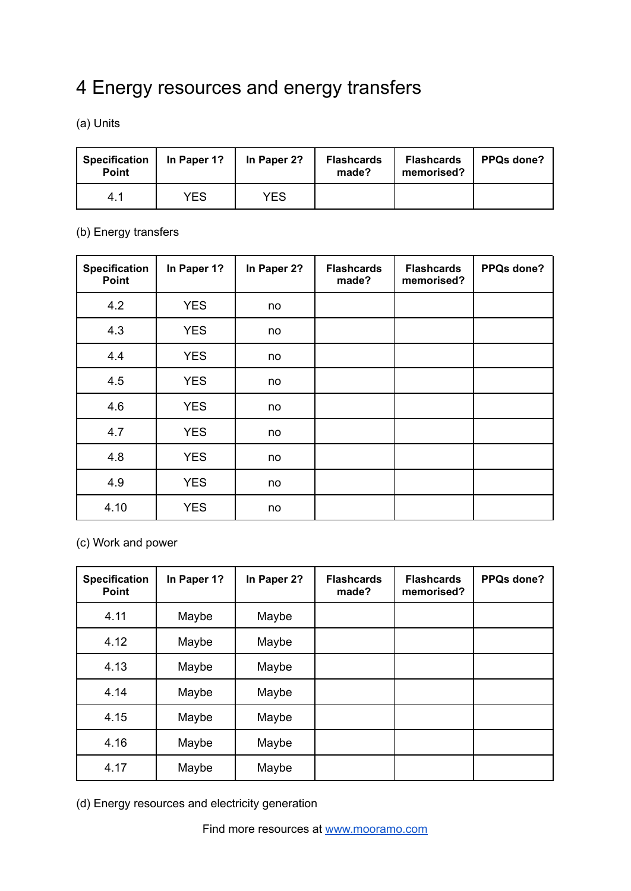# 4 Energy resources and energy transfers

(a) Units

| Specification Point | In Paper 1? | In Paper 2? | Flashcards made? | Flashcards memorised? | PPQs done? |
|---|---|---|---|---|---|
| 4.1 | YES | YES | | | |

(b) Energy transfers

| Specification Point | In Paper 1? | In Paper 2? | Flashcards made? | Flashcards memorised? | PPQs done? |
|---|---|---|---|---|---|
| 4.2 | YES | no | | | |
| 4.3 | YES | no | | | |
| 4.4 | YES | no | | | |
| 4.5 | YES | no | | | |
| 4.6 | YES | no | | | |
| 4.7 | YES | no | | | |
| 4.8 | YES | no | | | |
| 4.9 | YES | no | | | |
| 4.10 | YES | no | | | |

(c) Work and power

| Specification Point | In Paper 1? | In Paper 2? | Flashcards made? | Flashcards memorised? | PPQs done? |
|---|---|---|---|---|---|
| 4.11 | Maybe | Maybe | | | |
| 4.12 | Maybe | Maybe | | | |
| 4.13 | Maybe | Maybe | | | |
| 4.14 | Maybe | Maybe | | | |
| 4.15 | Maybe | Maybe | | | |
| 4.16 | Maybe | Maybe | | | |
| 4.17 | Maybe | Maybe | | | |

(d) Energy resources and electricity generation

Find more resources at www.mooramo.com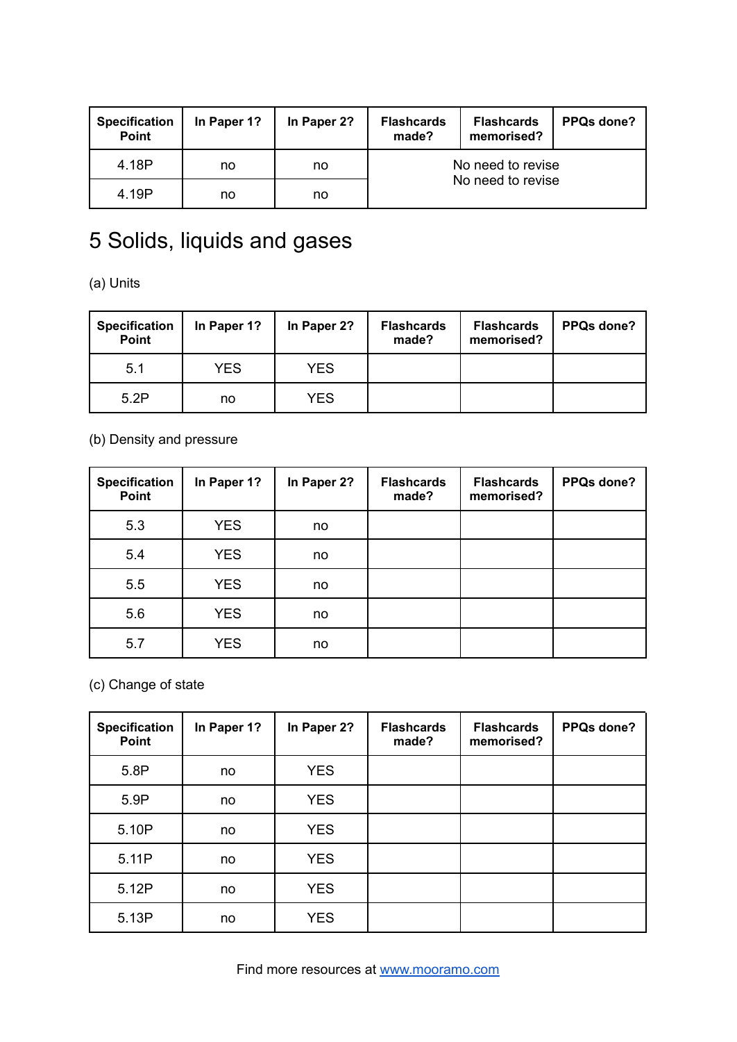| Specification Point | In Paper 1? | In Paper 2? | Flashcards made? | Flashcards memorised? | PPQs done? |
|---|---|---|---|---|---|
| 4.18P | no | no | | No need to revise | |
| 4.19P | no | no | | No need to revise | |

# 5 Solids, liquids and gases

(a) Units

| Specification Point | In Paper 1? | In Paper 2? | Flashcards made? | Flashcards memorised? | PPQs done? |
|---|---|---|---|---|---|
| 5.1 | YES | YES | | | |
| 5.2P | no | YES | | | |

(b) Density and pressure

| Specification Point | In Paper 1? | In Paper 2? | Flashcards made? | Flashcards memorised? | PPQs done? |
|---|---|---|---|---|---|
| 5.3 | YES | no | | | |
| 5.4 | YES | no | | | |
| 5.5 | YES | no | | | |
| 5.6 | YES | no | | | |
| 5.7 | YES | no | | | |

(c) Change of state

| Specification Point | In Paper 1? | In Paper 2? | Flashcards made? | Flashcards memorised? | PPQs done? |
|---|---|---|---|---|---|
| 5.8P | no | YES | | | |
| 5.9P | no | YES | | | |
| 5.10P | no | YES | | | |
| 5.11P | no | YES | | | |
| 5.12P | no | YES | | | |
| 5.13P | no | YES | | | |

Find more resources at [www.mooramo.com](http://www.mooramo.com)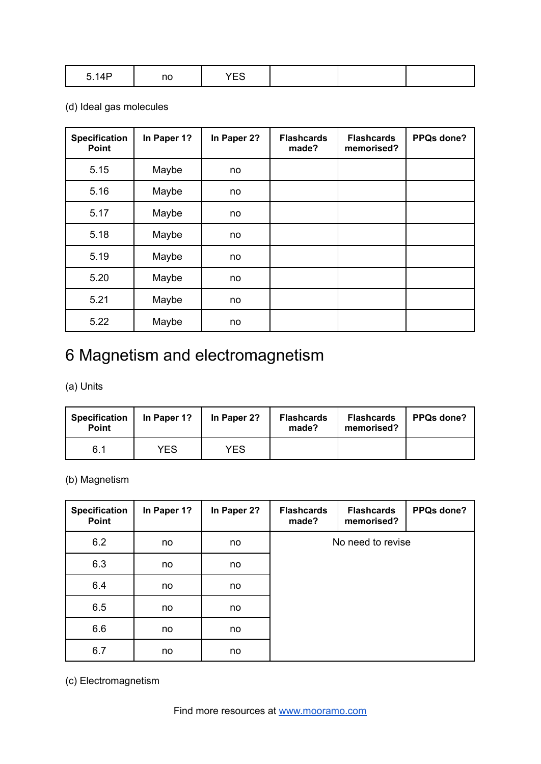| 5.14P | no | YES | | | |
|---|---|---|---|---|---|

(d) Ideal gas molecules

| Specification Point | In Paper 1? | In Paper 2? | Flashcards made? | Flashcards memorised? | PPQs done? |
|---|---|---|---|---|---|
| 5.15 | Maybe | no | | | |
| 5.16 | Maybe | no | | | |
| 5.17 | Maybe | no | | | |
| 5.18 | Maybe | no | | | |
| 5.19 | Maybe | no | | | |
| 5.20 | Maybe | no | | | |
| 5.21 | Maybe | no | | | |
| 5.22 | Maybe | no | | | |

# 6 Magnetism and electromagnetism

(a) Units

| Specification Point | In Paper 1? | In Paper 2? | Flashcards made? | Flashcards memorised? | PPQs done? |
|---|---|---|---|---|---|
| 6.1 | YES | YES | | | |

(b) Magnetism

| Specification Point | In Paper 1? | In Paper 2? | Flashcards made? | Flashcards memorised? | PPQs done? |
|---|---|---|---|---|---|
| 6.2 | no | no | No need to revise | | |
| 6.3 | no | no | | | |
| 6.4 | no | no | | | |
| 6.5 | no | no | | | |
| 6.6 | no | no | | | |
| 6.7 | no | no | | | |

(c) Electromagnetism

Find more resources at www.mooramo.com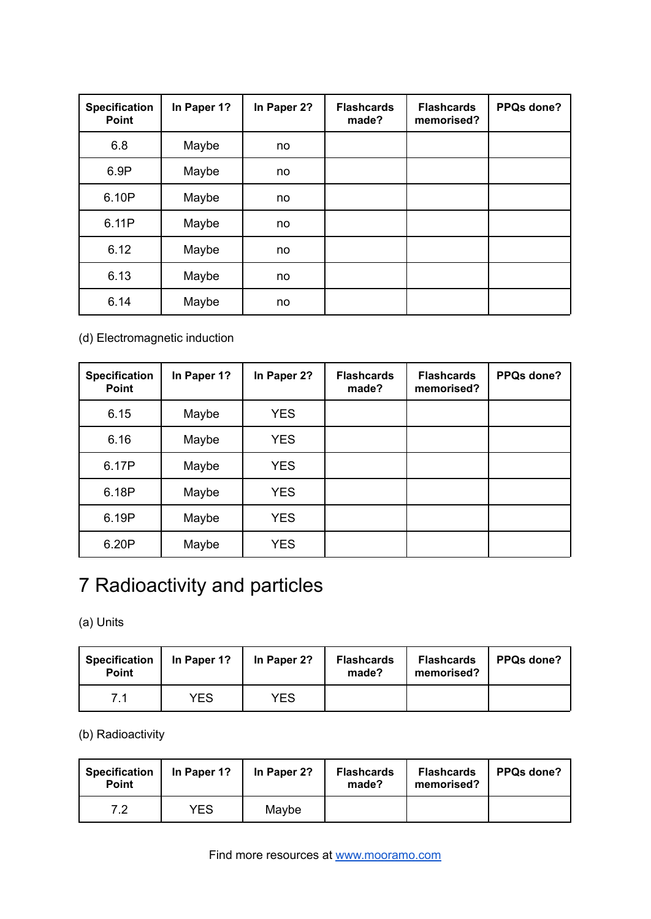| Specification Point | In Paper 1? | In Paper 2? | Flashcards made? | Flashcards memorised? | PPQs done? |
|---|---|---|---|---|---|
| 6.8 | Maybe | no | | | |
| 6.9P | Maybe | no | | | |
| 6.10P | Maybe | no | | | |
| 6.11P | Maybe | no | | | |
| 6.12 | Maybe | no | | | |
| 6.13 | Maybe | no | | | |
| 6.14 | Maybe | no | | | |

(d) Electromagnetic induction

| Specification Point | In Paper 1? | In Paper 2? | Flashcards made? | Flashcards memorised? | PPQs done? |
|---|---|---|---|---|---|
| 6.15 | Maybe | YES | | | |
| 6.16 | Maybe | YES | | | |
| 6.17P | Maybe | YES | | | |
| 6.18P | Maybe | YES | | | |
| 6.19P | Maybe | YES | | | |
| 6.20P | Maybe | YES | | | |

# 7 Radioactivity and particles

(a) Units

| Specification Point | In Paper 1? | In Paper 2? | Flashcards made? | Flashcards memorised? | PPQs done? |
|---|---|---|---|---|---|
| 7.1 | YES | YES | | | |

(b) Radioactivity

| Specification Point | In Paper 1? | In Paper 2? | Flashcards made? | Flashcards memorised? | PPQs done? |
|---|---|---|---|---|---|
| 7.2 | YES | Maybe | | | |

Find more resources at [www.mooramo.com](http://www.mooramo.com)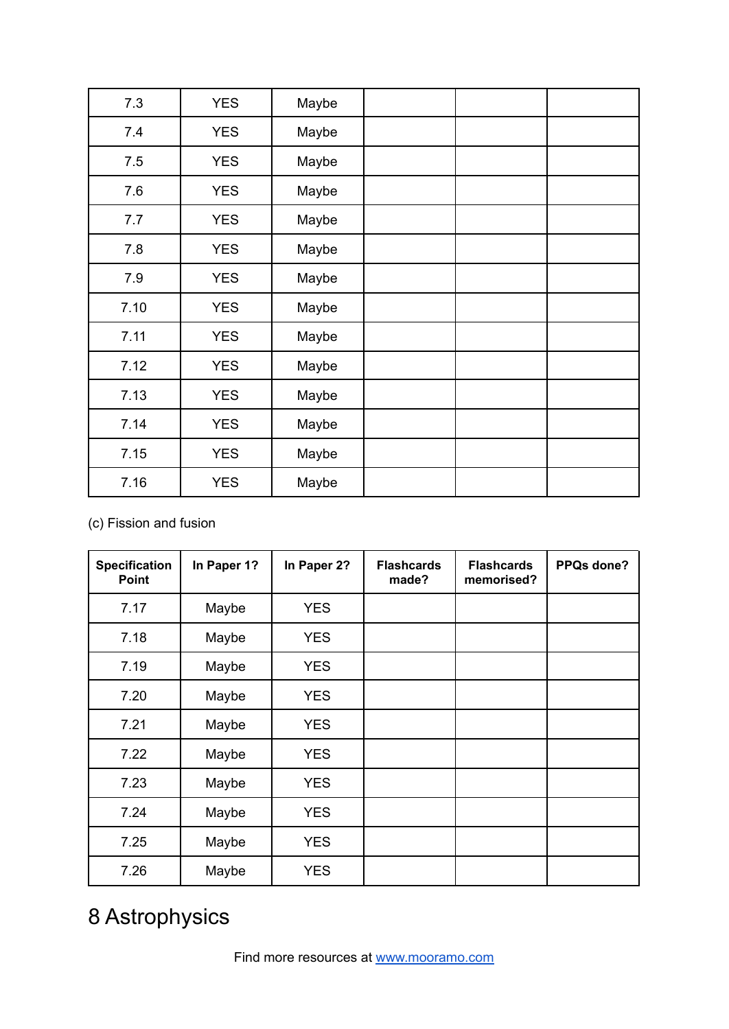| | | | | | |
|---|---|---|---|---|---|
| 7.3 | YES | Maybe | | | |
| 7.4 | YES | Maybe | | | |
| 7.5 | YES | Maybe | | | |
| 7.6 | YES | Maybe | | | |
| 7.7 | YES | Maybe | | | |
| 7.8 | YES | Maybe | | | |
| 7.9 | YES | Maybe | | | |
| 7.10 | YES | Maybe | | | |
| 7.11 | YES | Maybe | | | |
| 7.12 | YES | Maybe | | | |
| 7.13 | YES | Maybe | | | |
| 7.14 | YES | Maybe | | | |
| 7.15 | YES | Maybe | | | |
| 7.16 | YES | Maybe | | | |

(c) Fission and fusion

| Specification Point | In Paper 1? | In Paper 2? | Flashcards made? | Flashcards memorised? | PPQs done? |
|---|---|---|---|---|---|
| 7.17 | Maybe | YES | | | |
| 7.18 | Maybe | YES | | | |
| 7.19 | Maybe | YES | | | |
| 7.20 | Maybe | YES | | | |
| 7.21 | Maybe | YES | | | |
| 7.22 | Maybe | YES | | | |
| 7.23 | Maybe | YES | | | |
| 7.24 | Maybe | YES | | | |
| 7.25 | Maybe | YES | | | |
| 7.26 | Maybe | YES | | | |

# 8 Astrophysics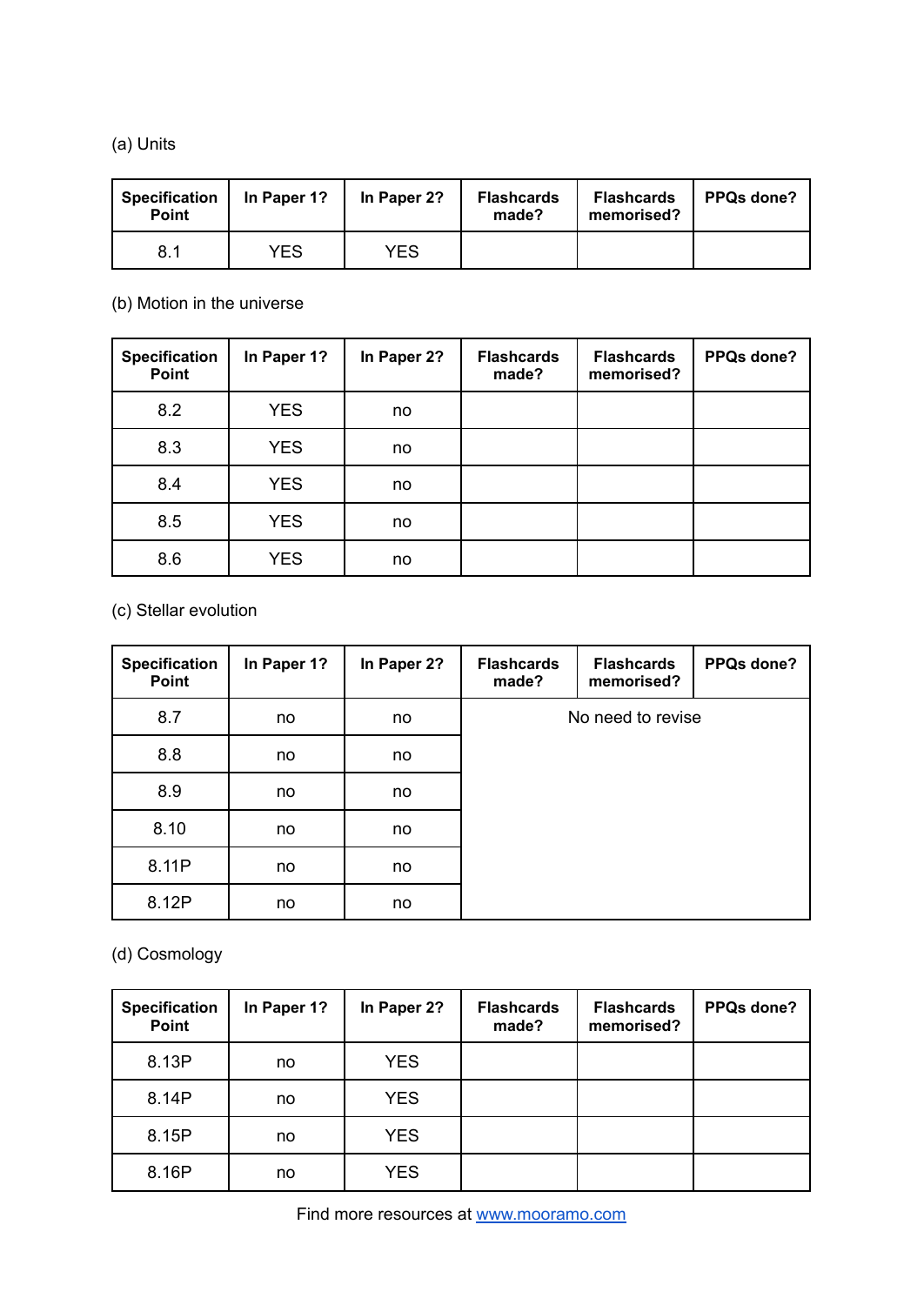(a) Units

| Specification Point | In Paper 1? | In Paper 2? | Flashcards made? | Flashcards memorised? | PPQs done? |
|---|---|---|---|---|---|
| 8.1 | YES | YES | | | |

(b) Motion in the universe

| Specification Point | In Paper 1? | In Paper 2? | Flashcards made? | Flashcards memorised? | PPQs done? |
|---|---|---|---|---|---|
| 8.2 | YES | no | | | |
| 8.3 | YES | no | | | |
| 8.4 | YES | no | | | |
| 8.5 | YES | no | | | |
| 8.6 | YES | no | | | |

(c) Stellar evolution

| Specification Point | In Paper 1? | In Paper 2? | Flashcards made? | Flashcards memorised? | PPQs done? |
|---|---|---|---|---|---|
| 8.7 | no | no | | No need to revise | |
| 8.8 | no | no | | | |
| 8.9 | no | no | | | |
| 8.10 | no | no | | | |
| 8.11P | no | no | | | |
| 8.12P | no | no | | | |

(d) Cosmology

| Specification Point | In Paper 1? | In Paper 2? | Flashcards made? | Flashcards memorised? | PPQs done? |
|---|---|---|---|---|---|
| 8.13P | no | YES | | | |
| 8.14P | no | YES | | | |
| 8.15P | no | YES | | | |
| 8.16P | no | YES | | | |

Find more resources at [www.mooramo.com](http://www.mooramo.com)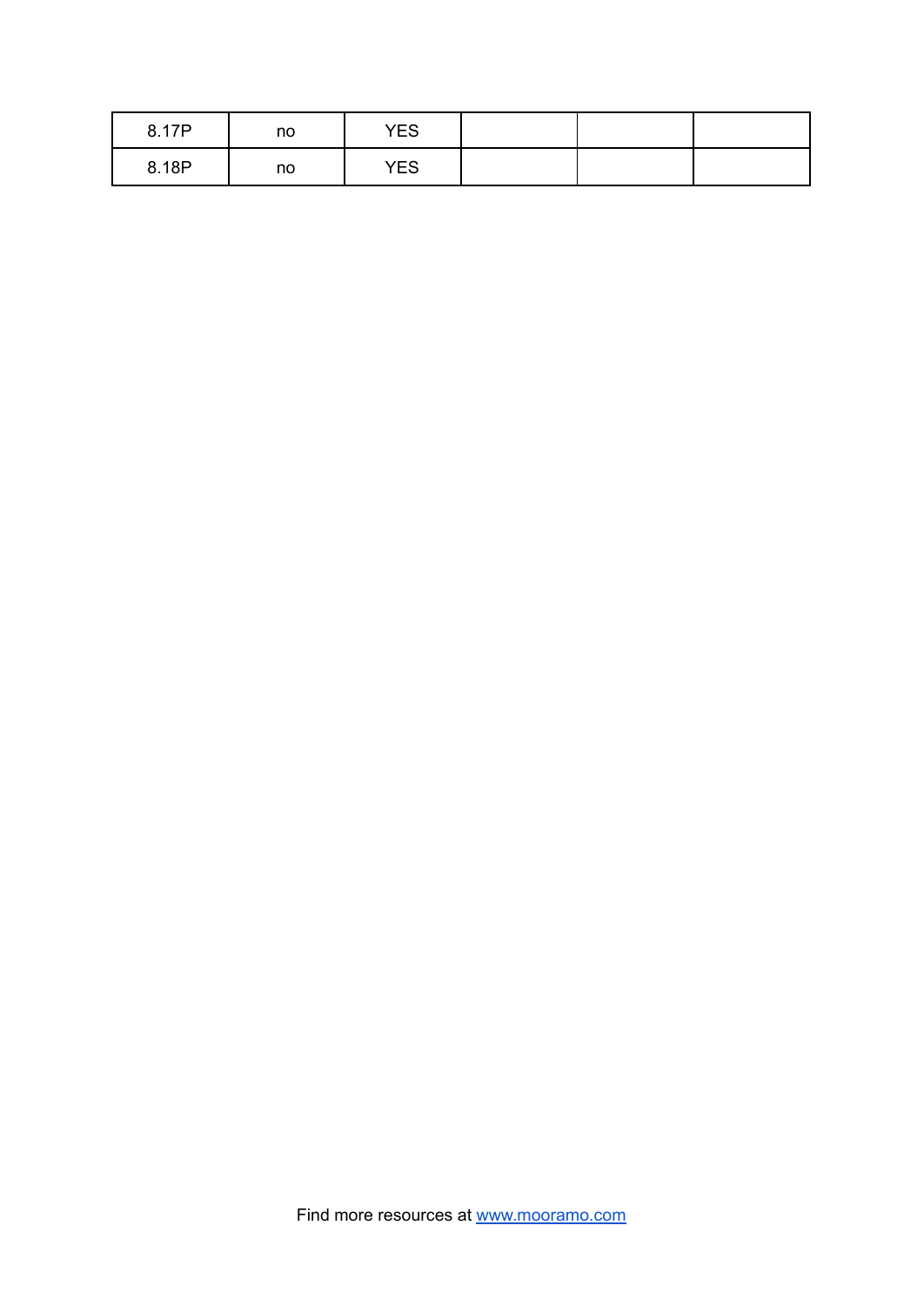| | | | | | |
|---|---|---|---|---|---|
| 8.17P | no | YES | | | |
| 8.18P | no | YES | | | |

Find more resources at www.mooramo.com